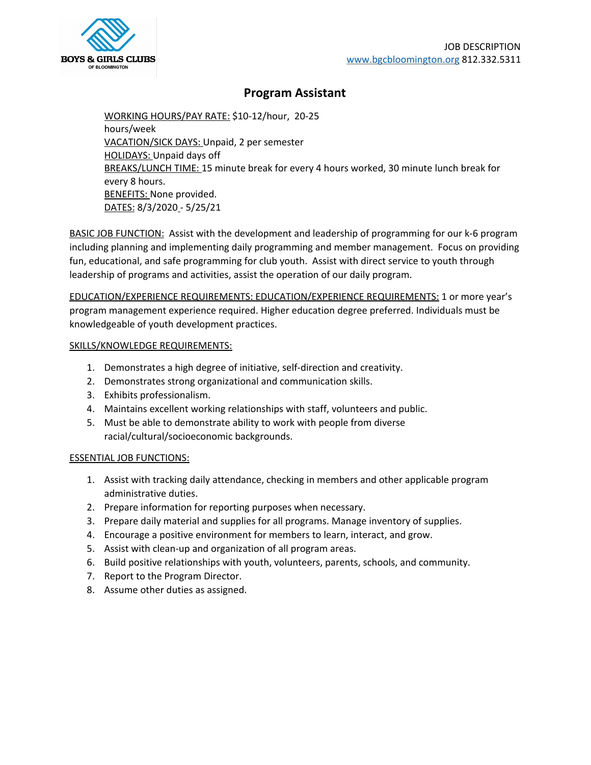BOYS & GIRLS CLUBS OF BLOOMINGTON

JOB DESCRIPTION
www.bgcbloomington.org 812.332.5311

# Program Assistant

WORKING HOURS/PAY RATE: $10-12/hour, 20-25 hours/week
VACATION/SICK DAYS: Unpaid, 2 per semester
HOLIDAYS: Unpaid days off
BREAKS/LUNCH TIME: 15 minute break for every 4 hours worked, 30 minute lunch break for every 8 hours.
BENEFITS: None provided.
DATES: 8/3/2020 - 5/25/21

BASIC JOB FUNCTION: Assist with the development and leadership of programming for our k-6 program including planning and implementing daily programming and member management. Focus on providing fun, educational, and safe programming for club youth. Assist with direct service to youth through leadership of programs and activities, assist the operation of our daily program.

EDUCATION/EXPERIENCE REQUIREMENTS: EDUCATION/EXPERIENCE REQUIREMENTS: 1 or more year's program management experience required. Higher education degree preferred. Individuals must be knowledgeable of youth development practices.

SKILLS/KNOWLEDGE REQUIREMENTS:

1. Demonstrates a high degree of initiative, self-direction and creativity.
2. Demonstrates strong organizational and communication skills.
3. Exhibits professionalism.
4. Maintains excellent working relationships with staff, volunteers and public.
5. Must be able to demonstrate ability to work with people from diverse racial/cultural/socioeconomic backgrounds.

ESSENTIAL JOB FUNCTIONS:

1. Assist with tracking daily attendance, checking in members and other applicable program administrative duties.
2. Prepare information for reporting purposes when necessary.
3. Prepare daily material and supplies for all programs. Manage inventory of supplies.
4. Encourage a positive environment for members to learn, interact, and grow.
5. Assist with clean-up and organization of all program areas.
6. Build positive relationships with youth, volunteers, parents, schools, and community.
7. Report to the Program Director.
8. Assume other duties as assigned.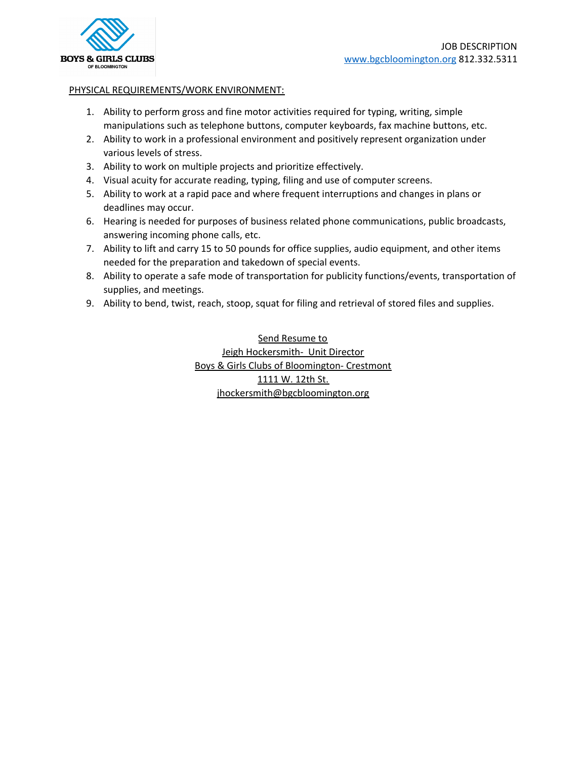PHYSICAL REQUIREMENTS/WORK ENVIRONMENT:

1. Ability to perform gross and fine motor activities required for typing, writing, simple manipulations such as telephone buttons, computer keyboards, fax machine buttons, etc.
2. Ability to work in a professional environment and positively represent organization under various levels of stress.
3. Ability to work on multiple projects and prioritize effectively.
4. Visual acuity for accurate reading, typing, filing and use of computer screens.
5. Ability to work at a rapid pace and where frequent interruptions and changes in plans or deadlines may occur.
6. Hearing is needed for purposes of business related phone communications, public broadcasts, answering incoming phone calls, etc.
7. Ability to lift and carry 15 to 50 pounds for office supplies, audio equipment, and other items needed for the preparation and takedown of special events.
8. Ability to operate a safe mode of transportation for publicity functions/events, transportation of supplies, and meetings.
9. Ability to bend, twist, reach, stoop, squat for filing and retrieval of stored files and supplies.

Send Resume to
Jeigh Hockersmith- Unit Director
Boys & Girls Clubs of Bloomington- Crestmont
1111 W. 12th St.
jhockersmith@bgcbloomington.org